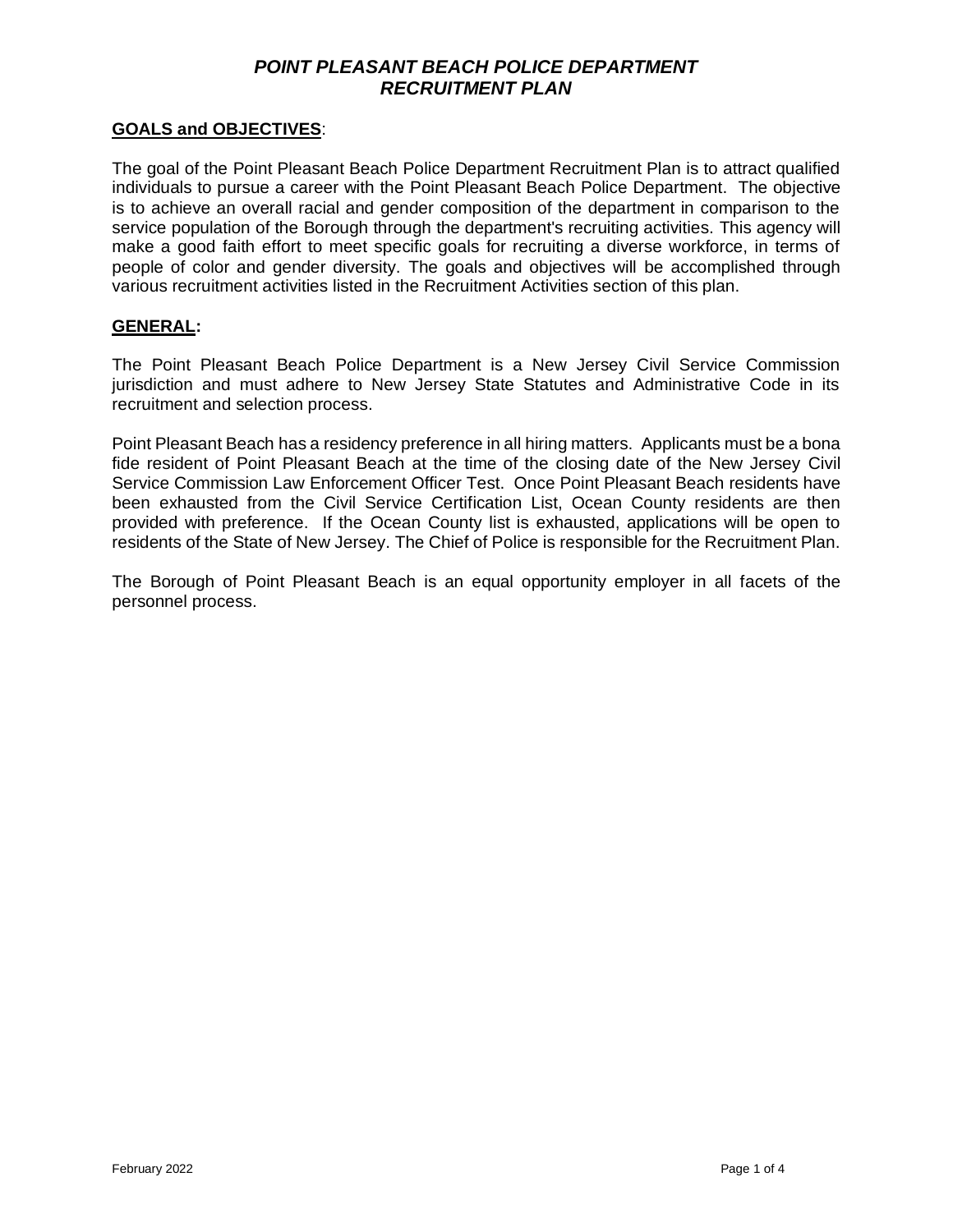# *POINT PLEASANT BEACH POLICE DEPARTMENT*
# *RECRUITMENT PLAN*

## GOALS and OBJECTIVES:

The goal of the Point Pleasant Beach Police Department Recruitment Plan is to attract qualified individuals to pursue a career with the Point Pleasant Beach Police Department. The objective is to achieve an overall racial and gender composition of the department in comparison to the service population of the Borough through the department's recruiting activities. This agency will make a good faith effort to meet specific goals for recruiting a diverse workforce, in terms of people of color and gender diversity. The goals and objectives will be accomplished through various recruitment activities listed in the Recruitment Activities section of this plan.

## GENERAL:

The Point Pleasant Beach Police Department is a New Jersey Civil Service Commission jurisdiction and must adhere to New Jersey State Statutes and Administrative Code in its recruitment and selection process.

Point Pleasant Beach has a residency preference in all hiring matters. Applicants must be a bona fide resident of Point Pleasant Beach at the time of the closing date of the New Jersey Civil Service Commission Law Enforcement Officer Test. Once Point Pleasant Beach residents have been exhausted from the Civil Service Certification List, Ocean County residents are then provided with preference. If the Ocean County list is exhausted, applications will be open to residents of the State of New Jersey. The Chief of Police is responsible for the Recruitment Plan.

The Borough of Point Pleasant Beach is an equal opportunity employer in all facets of the personnel process.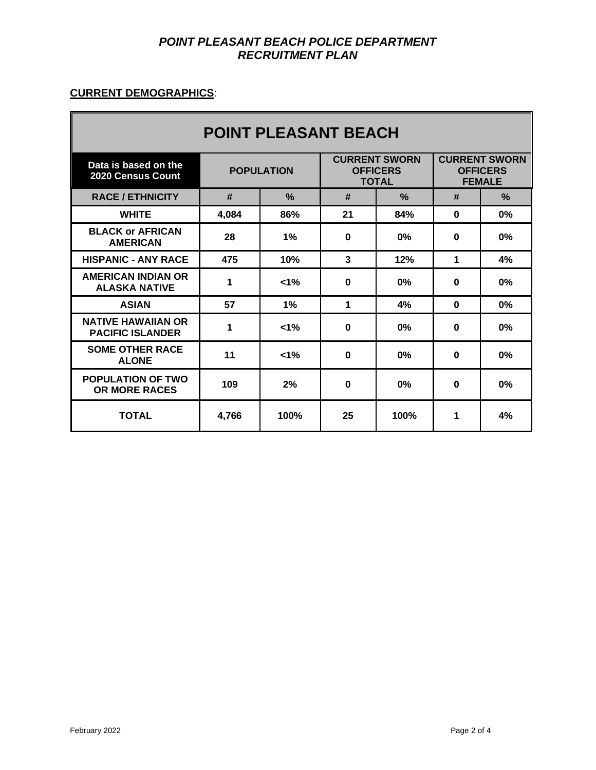**CURRENT DEMOGRAPHICS**:

| POINT PLEASANT BEACH | | | | | | |
|---|---|---|---|---|---|---|
| **Data is based on the 2020 Census Count** | **POPULATION** | | **CURRENT SWORN OFFICERS TOTAL** | | **CURRENT SWORN OFFICERS FEMALE** | |
| **RACE / ETHNICITY** | **#** | **%** | **#** | **%** | **#** | **%** |
| **WHITE** | **4,084** | **86%** | **21** | **84%** | **0** | **0%** |
| **BLACK or AFRICAN AMERICAN** | **28** | **1%** | **0** | **0%** | **0** | **0%** |
| **HISPANIC - ANY RACE** | **475** | **10%** | **3** | **12%** | **1** | **4%** |
| **AMERICAN INDIAN OR ALASKA NATIVE** | **1** | **<1%** | **0** | **0%** | **0** | **0%** |
| **ASIAN** | **57** | **1%** | **1** | **4%** | **0** | **0%** |
| **NATIVE HAWAIIAN OR PACIFIC ISLANDER** | **1** | **<1%** | **0** | **0%** | **0** | **0%** |
| **SOME OTHER RACE ALONE** | **11** | **<1%** | **0** | **0%** | **0** | **0%** |
| **POPULATION OF TWO OR MORE RACES** | **109** | **2%** | **0** | **0%** | **0** | **0%** |
| **TOTAL** | **4,766** | **100%** | **25** | **100%** | **1** | **4%** |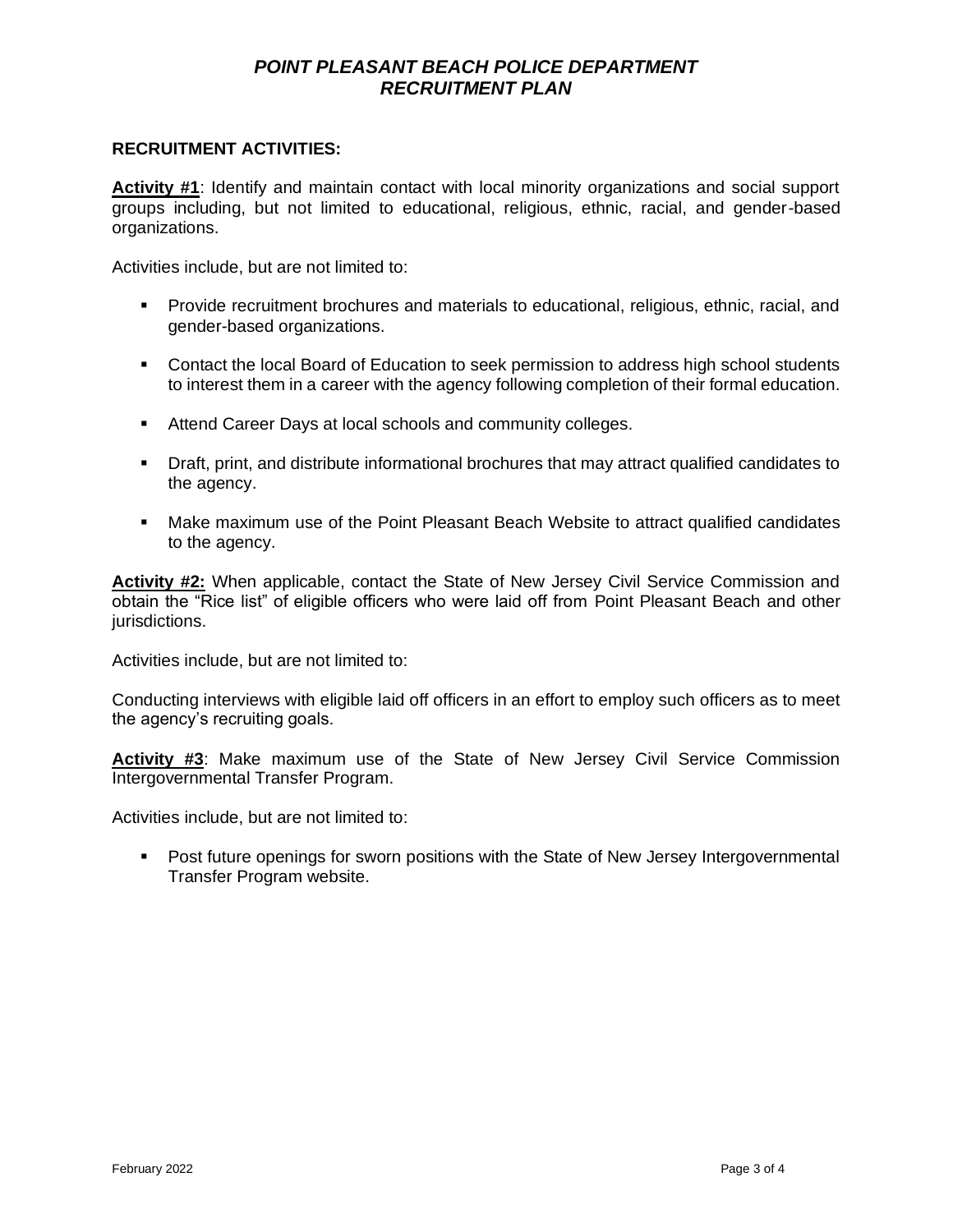## RECRUITMENT ACTIVITIES:

**Activity #1**: Identify and maintain contact with local minority organizations and social support groups including, but not limited to educational, religious, ethnic, racial, and gender-based organizations.

Activities include, but are not limited to:

- Provide recruitment brochures and materials to educational, religious, ethnic, racial, and gender-based organizations.
- Contact the local Board of Education to seek permission to address high school students to interest them in a career with the agency following completion of their formal education.
- Attend Career Days at local schools and community colleges.
- Draft, print, and distribute informational brochures that may attract qualified candidates to the agency.
- Make maximum use of the Point Pleasant Beach Website to attract qualified candidates to the agency.

**Activity #2:** When applicable, contact the State of New Jersey Civil Service Commission and obtain the "Rice list" of eligible officers who were laid off from Point Pleasant Beach and other jurisdictions.

Activities include, but are not limited to:

Conducting interviews with eligible laid off officers in an effort to employ such officers as to meet the agency's recruiting goals.

**Activity #3**: Make maximum use of the State of New Jersey Civil Service Commission Intergovernmental Transfer Program.

Activities include, but are not limited to:

- Post future openings for sworn positions with the State of New Jersey Intergovernmental Transfer Program website.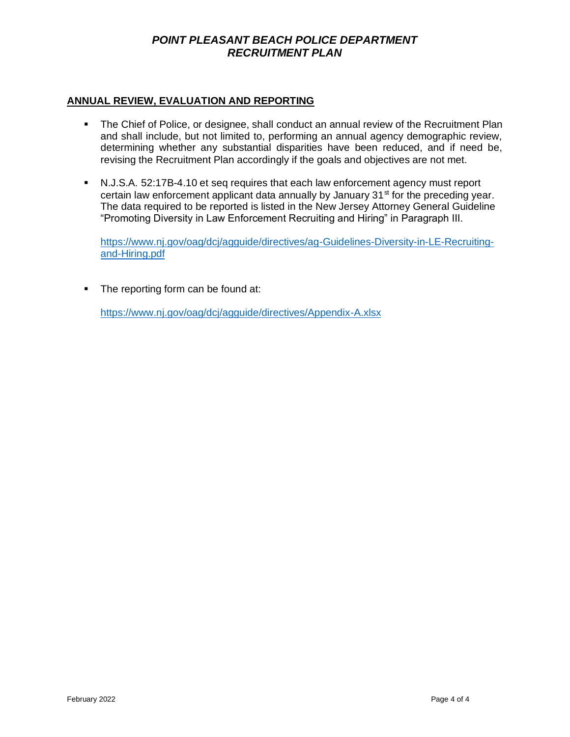## ANNUAL REVIEW, EVALUATION AND REPORTING

- The Chief of Police, or designee, shall conduct an annual review of the Recruitment Plan and shall include, but not limited to, performing an annual agency demographic review, determining whether any substantial disparities have been reduced, and if need be, revising the Recruitment Plan accordingly if the goals and objectives are not met.

- N.J.S.A. 52:17B-4.10 et seq requires that each law enforcement agency must report certain law enforcement applicant data annually by January 31st for the preceding year. The data required to be reported is listed in the New Jersey Attorney General Guideline "Promoting Diversity in Law Enforcement Recruiting and Hiring" in Paragraph III.

  https://www.nj.gov/oag/dcj/agguide/directives/ag-Guidelines-Diversity-in-LE-Recruiting-and-Hiring.pdf

- The reporting form can be found at:

  https://www.nj.gov/oag/dcj/agguide/directives/Appendix-A.xlsx